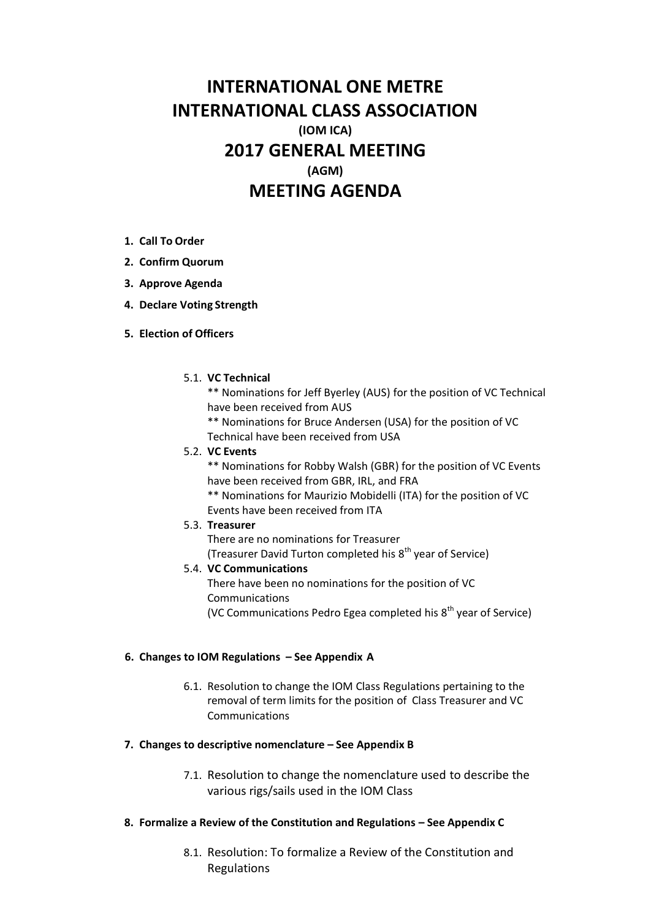# INTERNATIONAL ONE METRE INTERNATIONAL CLASS ASSOCIATION

**(IOM ICA)**

# 2017 GENERAL MEETING

**(AGM)**

# MEETING AGENDA

1. **Call To Order**
2. **Confirm Quorum**
3. **Approve Agenda**
4. **Declare Voting Strength**
5. **Election of Officers**

   5.1. **VC Technical**
   ** Nominations for Jeff Byerley (AUS) for the position of VC Technical have been received from AUS
   ** Nominations for Bruce Andersen (USA) for the position of VC Technical have been received from USA

   5.2. **VC Events**
   ** Nominations for Robby Walsh (GBR) for the position of VC Events have been received from GBR, IRL, and FRA
   ** Nominations for Maurizio Mobidelli (ITA) for the position of VC Events have been received from ITA

   5.3. **Treasurer**
   There are no nominations for Treasurer
   (Treasurer David Turton completed his 8th year of Service)

   5.4. **VC Communications**
   There have been no nominations for the position of VC Communications
   (VC Communications Pedro Egea completed his 8th year of Service)

6. **Changes to IOM Regulations – See Appendix A**

   6.1. Resolution to change the IOM Class Regulations pertaining to the removal of term limits for the position of Class Treasurer and VC Communications

7. **Changes to descriptive nomenclature – See Appendix B**

   7.1. Resolution to change the nomenclature used to describe the various rigs/sails used in the IOM Class

8. **Formalize a Review of the Constitution and Regulations – See Appendix C**

   8.1. Resolution: To formalize a Review of the Constitution and Regulations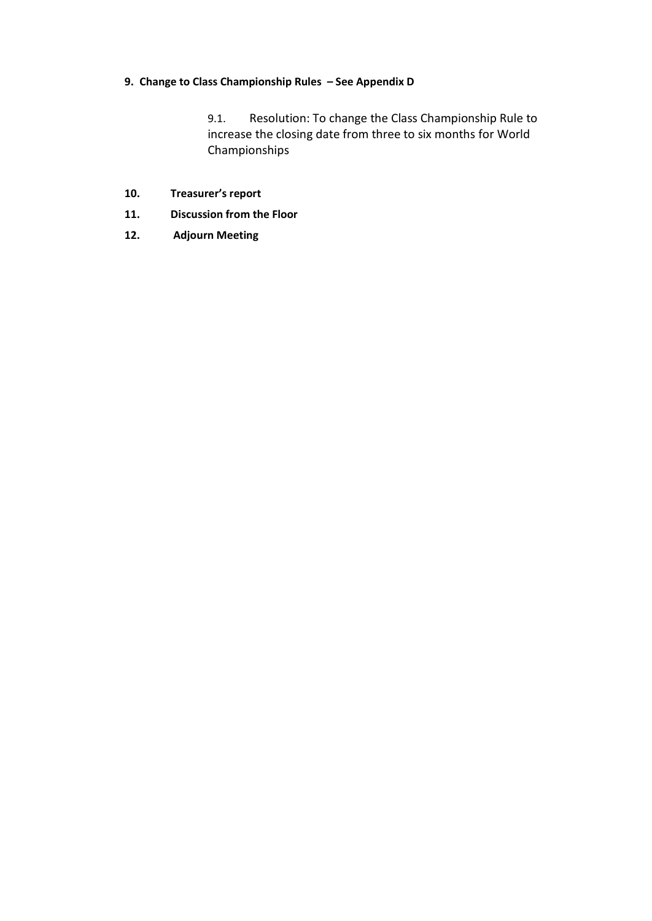**9. Change to Class Championship Rules – See Appendix D**

9.1. Resolution: To change the Class Championship Rule to increase the closing date from three to six months for World Championships

**10. Treasurer's report**

**11. Discussion from the Floor**

**12. Adjourn Meeting**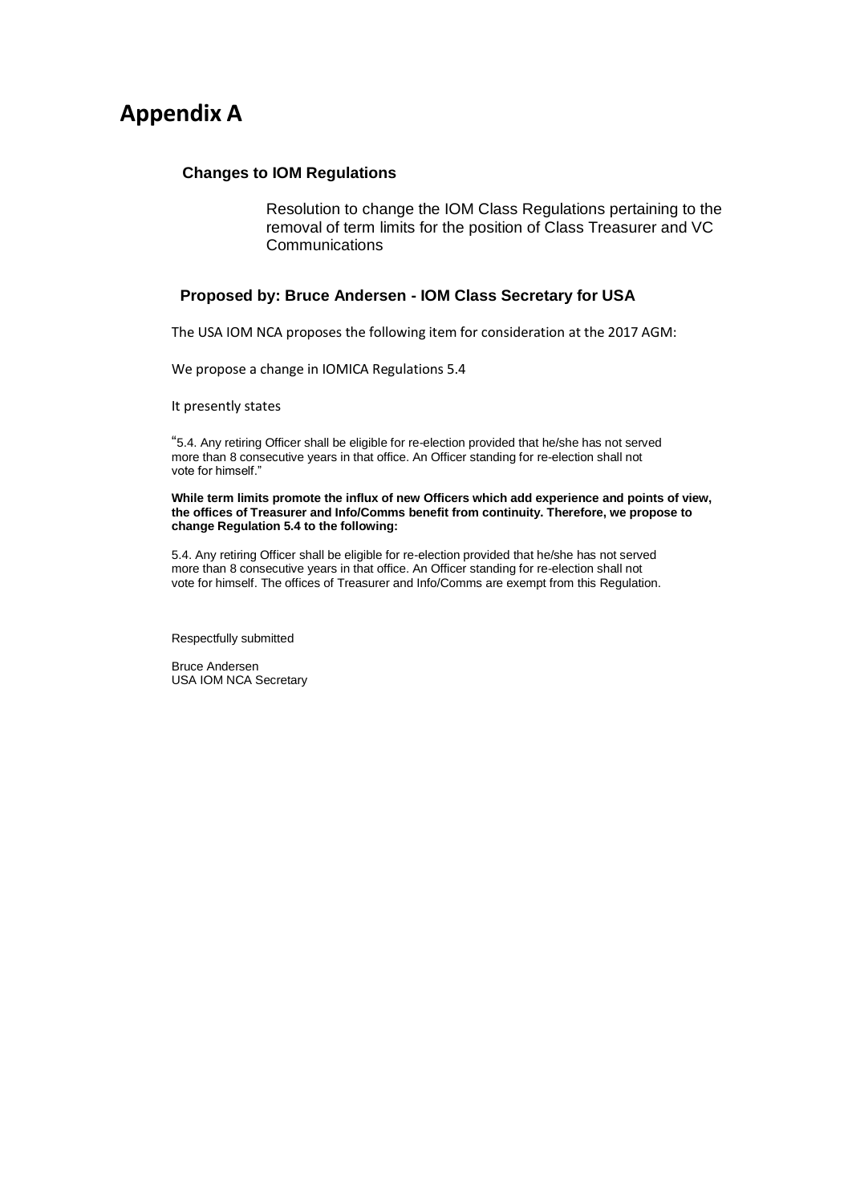# Appendix A

### Changes to IOM Regulations

Resolution to change the IOM Class Regulations pertaining to the removal of term limits for the position of Class Treasurer and VC Communications

### Proposed by: Bruce Andersen - IOM Class Secretary for USA

The USA IOM NCA proposes the following item for consideration at the 2017 AGM:

We propose a change in IOMICA Regulations 5.4

It presently states

"5.4. Any retiring Officer shall be eligible for re-election provided that he/she has not served more than 8 consecutive years in that office. An Officer standing for re-election shall not vote for himself."

**While term limits promote the influx of new Officers which add experience and points of view, the offices of Treasurer and Info/Comms benefit from continuity. Therefore, we propose to change Regulation 5.4 to the following:**

5.4. Any retiring Officer shall be eligible for re-election provided that he/she has not served more than 8 consecutive years in that office. An Officer standing for re-election shall not vote for himself. The offices of Treasurer and Info/Comms are exempt from this Regulation.

Respectfully submitted

Bruce Andersen
USA IOM NCA Secretary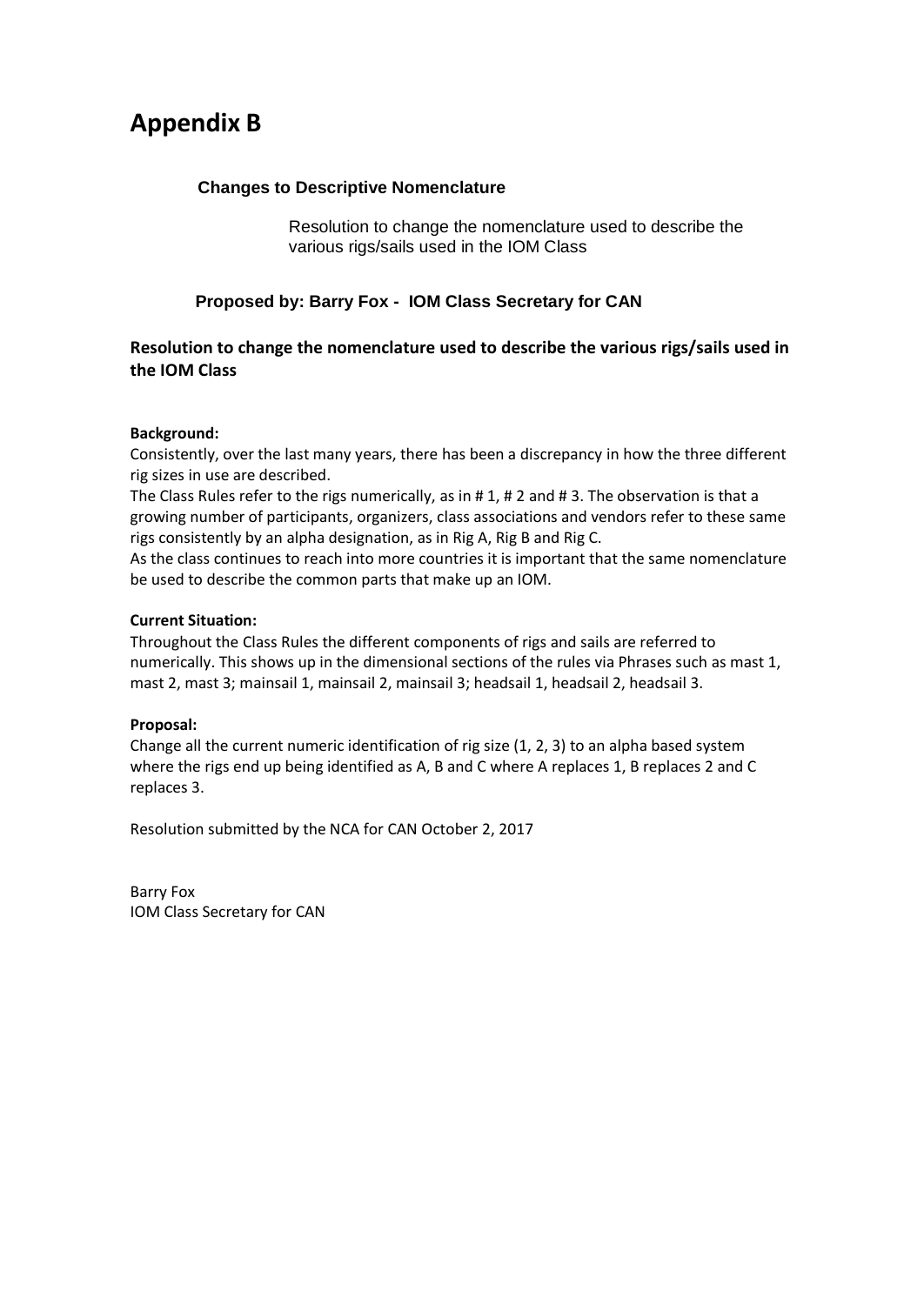# Appendix B

### Changes to Descriptive Nomenclature

Resolution to change the nomenclature used to describe the various rigs/sails used in the IOM Class

### Proposed by: Barry Fox - IOM Class Secretary for CAN

## Resolution to change the nomenclature used to describe the various rigs/sails used in the IOM Class

**Background:**

Consistently, over the last many years, there has been a discrepancy in how the three different rig sizes in use are described.

The Class Rules refer to the rigs numerically, as in # 1, # 2 and # 3. The observation is that a growing number of participants, organizers, class associations and vendors refer to these same rigs consistently by an alpha designation, as in Rig A, Rig B and Rig C.

As the class continues to reach into more countries it is important that the same nomenclature be used to describe the common parts that make up an IOM.

**Current Situation:**

Throughout the Class Rules the different components of rigs and sails are referred to numerically. This shows up in the dimensional sections of the rules via Phrases such as mast 1, mast 2, mast 3; mainsail 1, mainsail 2, mainsail 3; headsail 1, headsail 2, headsail 3.

**Proposal:**

Change all the current numeric identification of rig size (1, 2, 3) to an alpha based system where the rigs end up being identified as A, B and C where A replaces 1, B replaces 2 and C replaces 3.

Resolution submitted by the NCA for CAN October 2, 2017

Barry Fox
IOM Class Secretary for CAN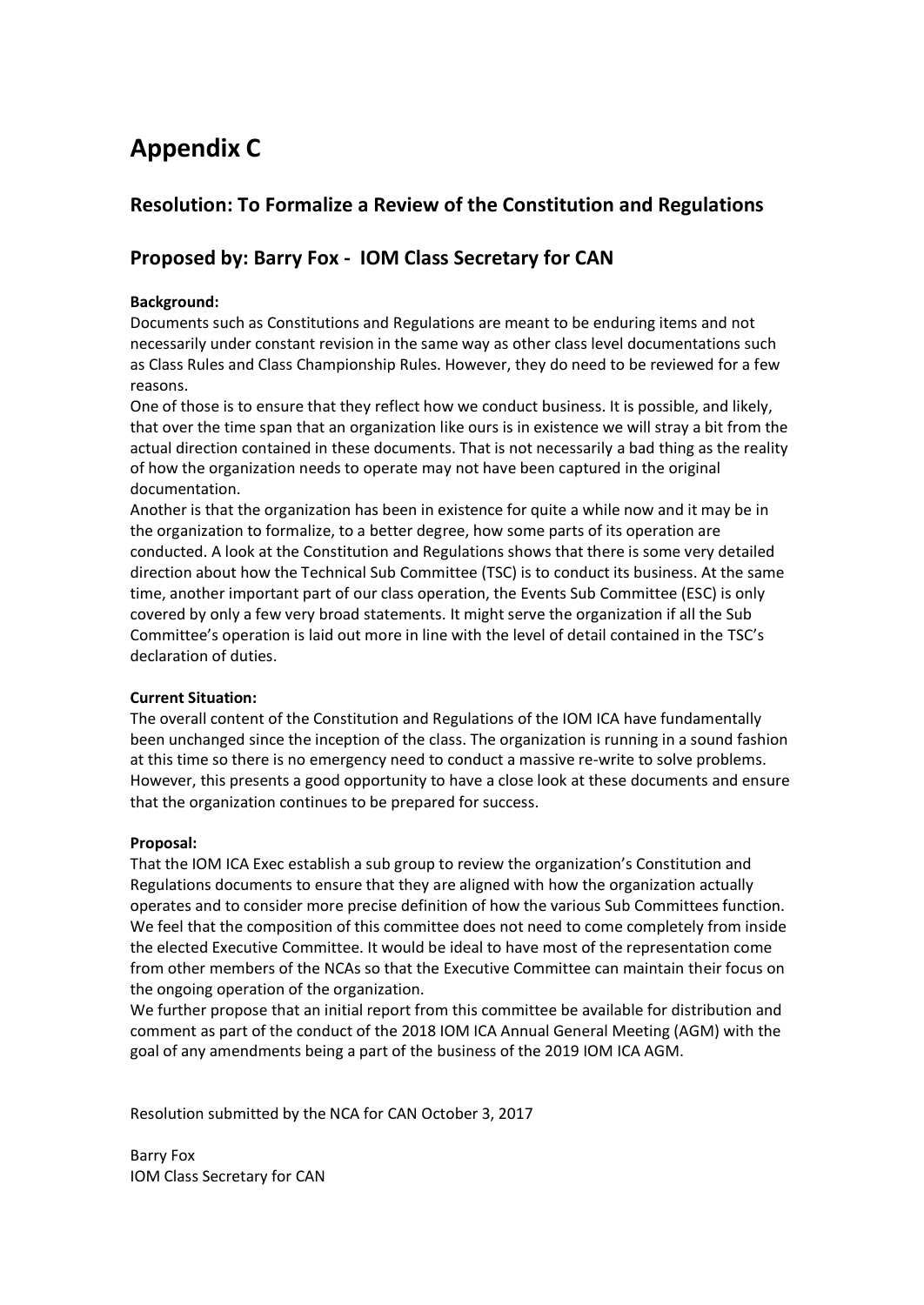# Appendix C

## Resolution: To Formalize a Review of the Constitution and Regulations

## Proposed by: Barry Fox - IOM Class Secretary for CAN

**Background:**

Documents such as Constitutions and Regulations are meant to be enduring items and not necessarily under constant revision in the same way as other class level documentations such as Class Rules and Class Championship Rules. However, they do need to be reviewed for a few reasons.

One of those is to ensure that they reflect how we conduct business. It is possible, and likely, that over the time span that an organization like ours is in existence we will stray a bit from the actual direction contained in these documents. That is not necessarily a bad thing as the reality of how the organization needs to operate may not have been captured in the original documentation.

Another is that the organization has been in existence for quite a while now and it may be in the organization to formalize, to a better degree, how some parts of its operation are conducted. A look at the Constitution and Regulations shows that there is some very detailed direction about how the Technical Sub Committee (TSC) is to conduct its business. At the same time, another important part of our class operation, the Events Sub Committee (ESC) is only covered by only a few very broad statements. It might serve the organization if all the Sub Committee's operation is laid out more in line with the level of detail contained in the TSC's declaration of duties.

**Current Situation:**

The overall content of the Constitution and Regulations of the IOM ICA have fundamentally been unchanged since the inception of the class. The organization is running in a sound fashion at this time so there is no emergency need to conduct a massive re-write to solve problems. However, this presents a good opportunity to have a close look at these documents and ensure that the organization continues to be prepared for success.

**Proposal:**

That the IOM ICA Exec establish a sub group to review the organization's Constitution and Regulations documents to ensure that they are aligned with how the organization actually operates and to consider more precise definition of how the various Sub Committees function. We feel that the composition of this committee does not need to come completely from inside the elected Executive Committee. It would be ideal to have most of the representation come from other members of the NCAs so that the Executive Committee can maintain their focus on the ongoing operation of the organization.

We further propose that an initial report from this committee be available for distribution and comment as part of the conduct of the 2018 IOM ICA Annual General Meeting (AGM) with the goal of any amendments being a part of the business of the 2019 IOM ICA AGM.

Resolution submitted by the NCA for CAN October 3, 2017

Barry Fox
IOM Class Secretary for CAN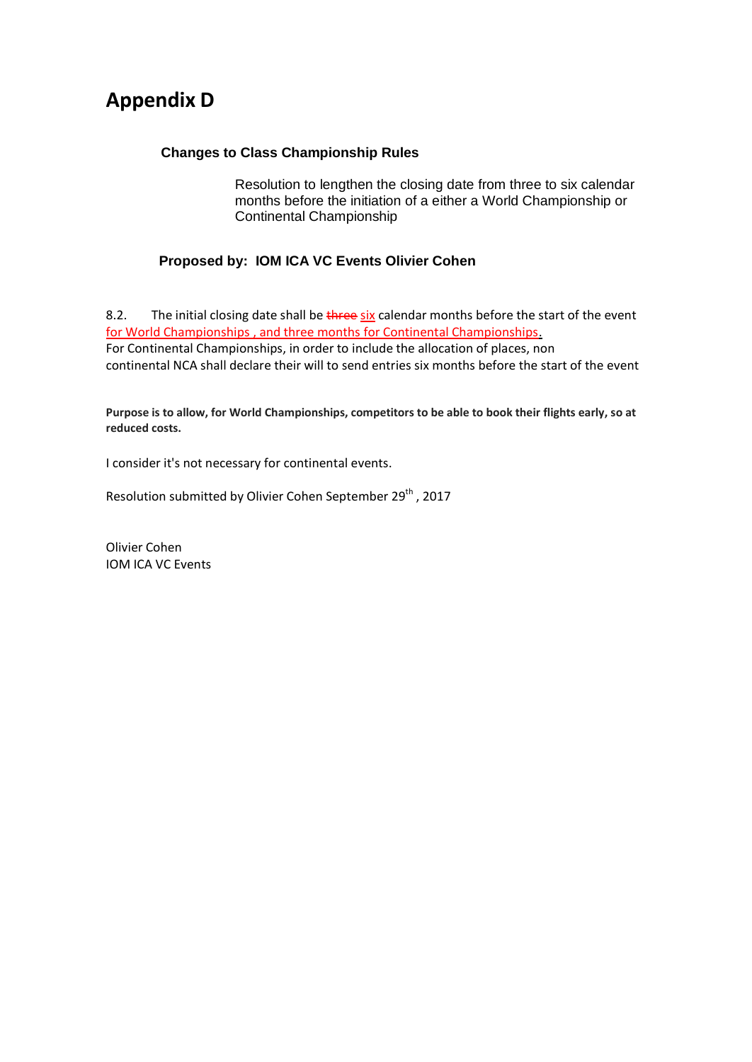# Appendix D

### Changes to Class Championship Rules

Resolution to lengthen the closing date from three to six calendar months before the initiation of a either a World Championship or Continental Championship

### Proposed by: IOM ICA VC Events Olivier Cohen

8.2. The initial closing date shall be ~~three~~ six calendar months before the start of the event for World Championships , and three months for Continental Championships.
For Continental Championships, in order to include the allocation of places, non continental NCA shall declare their will to send entries six months before the start of the event

**Purpose is to allow, for World Championships, competitors to be able to book their flights early, so at reduced costs.**

I consider it's not necessary for continental events.

Resolution submitted by Olivier Cohen September 29th , 2017

Olivier Cohen
IOM ICA VC Events